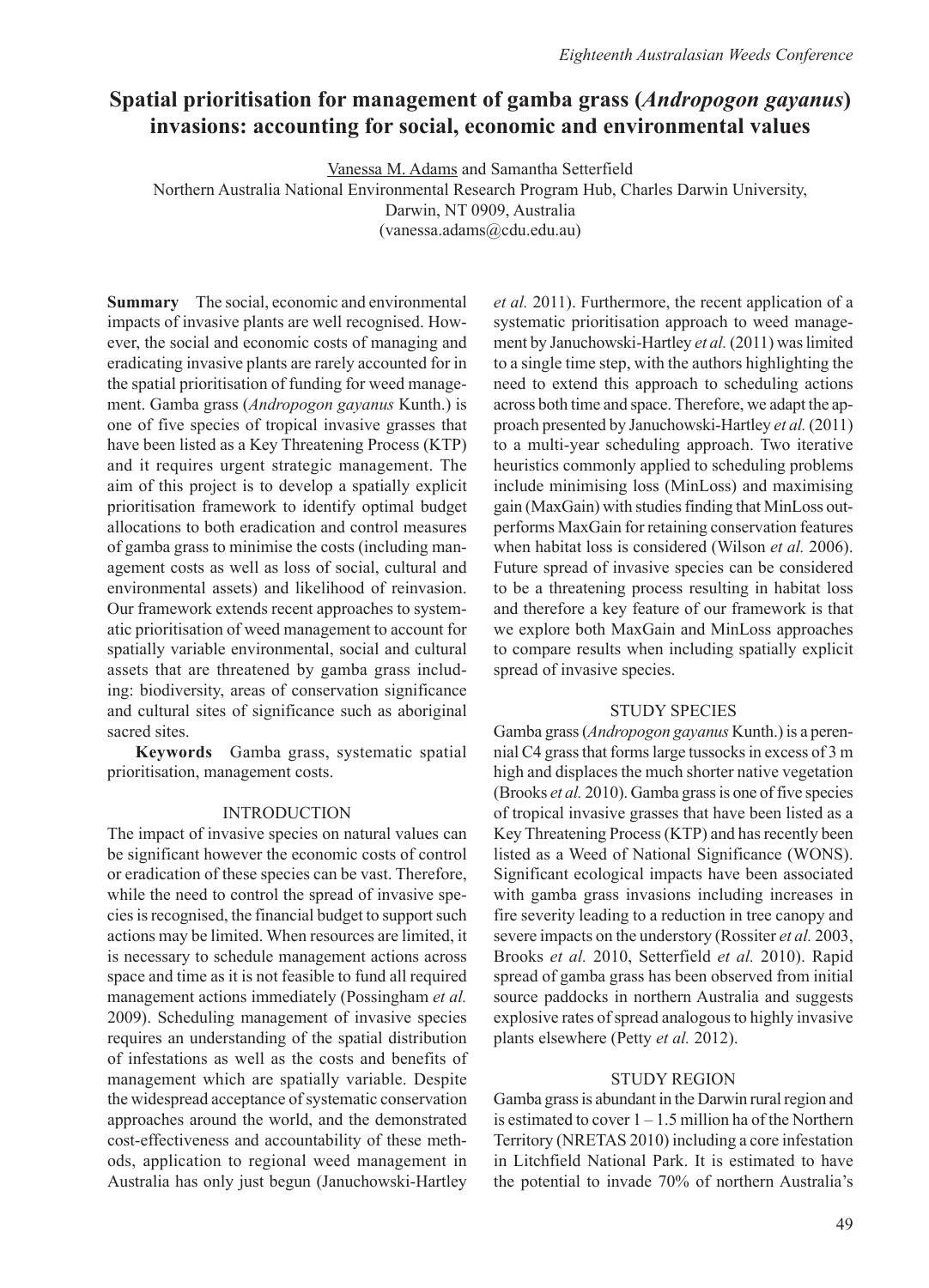# Spatial prioritisation for management of gamba grass (*Andropogon gayanus*) invasions: accounting for social, economic and environmental values

Vanessa M. Adams and Samantha Setterfield

Northern Australia National Environmental Research Program Hub, Charles Darwin University, Darwin, NT 0909, Australia
(vanessa.adams@cdu.edu.au)

**Summary** The social, economic and environmental impacts of invasive plants are well recognised. However, the social and economic costs of managing and eradicating invasive plants are rarely accounted for in the spatial prioritisation of funding for weed management. Gamba grass (*Andropogon gayanus* Kunth.) is one of five species of tropical invasive grasses that have been listed as a Key Threatening Process (KTP) and it requires urgent strategic management. The aim of this project is to develop a spatially explicit prioritisation framework to identify optimal budget allocations to both eradication and control measures of gamba grass to minimise the costs (including management costs as well as loss of social, cultural and environmental assets) and likelihood of reinvasion. Our framework extends recent approaches to systematic prioritisation of weed management to account for spatially variable environmental, social and cultural assets that are threatened by gamba grass including: biodiversity, areas of conservation significance and cultural sites of significance such as aboriginal sacred sites.

**Keywords** Gamba grass, systematic spatial prioritisation, management costs.

## INTRODUCTION

The impact of invasive species on natural values can be significant however the economic costs of control or eradication of these species can be vast. Therefore, while the need to control the spread of invasive species is recognised, the financial budget to support such actions may be limited. When resources are limited, it is necessary to schedule management actions across space and time as it is not feasible to fund all required management actions immediately (Possingham *et al.* 2009). Scheduling management of invasive species requires an understanding of the spatial distribution of infestations as well as the costs and benefits of management which are spatially variable. Despite the widespread acceptance of systematic conservation approaches around the world, and the demonstrated cost-effectiveness and accountability of these methods, application to regional weed management in Australia has only just begun (Januchowski-Hartley *et al.* 2011). Furthermore, the recent application of a systematic prioritisation approach to weed management by Januchowski-Hartley *et al.* (2011) was limited to a single time step, with the authors highlighting the need to extend this approach to scheduling actions across both time and space. Therefore, we adapt the approach presented by Januchowski-Hartley *et al.* (2011) to a multi-year scheduling approach. Two iterative heuristics commonly applied to scheduling problems include minimising loss (MinLoss) and maximising gain (MaxGain) with studies finding that MinLoss outperforms MaxGain for retaining conservation features when habitat loss is considered (Wilson *et al.* 2006). Future spread of invasive species can be considered to be a threatening process resulting in habitat loss and therefore a key feature of our framework is that we explore both MaxGain and MinLoss approaches to compare results when including spatially explicit spread of invasive species.

## STUDY SPECIES

Gamba grass (*Andropogon gayanus* Kunth.) is a perennial C4 grass that forms large tussocks in excess of 3 m high and displaces the much shorter native vegetation (Brooks *et al.* 2010). Gamba grass is one of five species of tropical invasive grasses that have been listed as a Key Threatening Process (KTP) and has recently been listed as a Weed of National Significance (WONS). Significant ecological impacts have been associated with gamba grass invasions including increases in fire severity leading to a reduction in tree canopy and severe impacts on the understory (Rossiter *et al.* 2003, Brooks *et al.* 2010, Setterfield *et al.* 2010). Rapid spread of gamba grass has been observed from initial source paddocks in northern Australia and suggests explosive rates of spread analogous to highly invasive plants elsewhere (Petty *et al.* 2012).

## STUDY REGION

Gamba grass is abundant in the Darwin rural region and is estimated to cover 1 – 1.5 million ha of the Northern Territory (NRETAS 2010) including a core infestation in Litchfield National Park. It is estimated to have the potential to invade 70% of northern Australia's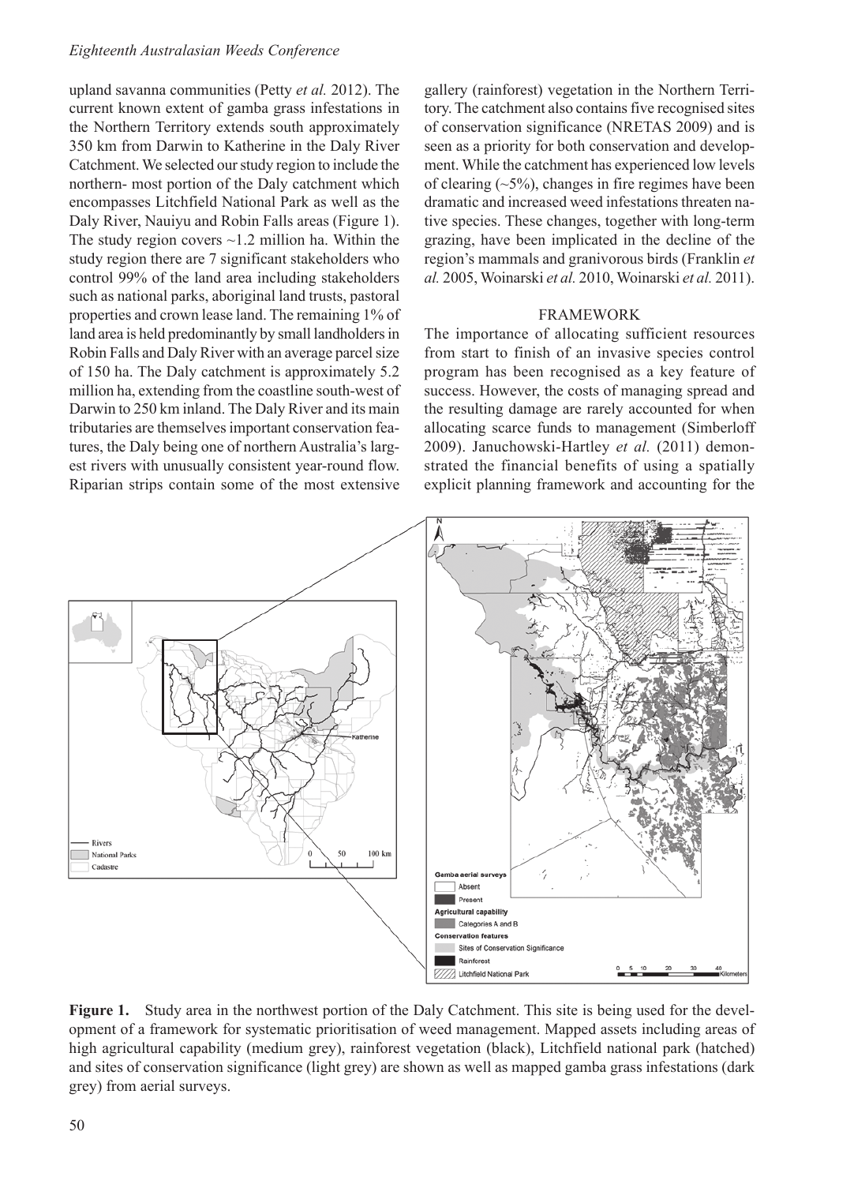upland savanna communities (Petty *et al.* 2012). The current known extent of gamba grass infestations in the Northern Territory extends south approximately 350 km from Darwin to Katherine in the Daly River Catchment. We selected our study region to include the northern- most portion of the Daly catchment which encompasses Litchfield National Park as well as the Daly River, Nauiyu and Robin Falls areas (Figure 1). The study region covers ~1.2 million ha. Within the study region there are 7 significant stakeholders who control 99% of the land area including stakeholders such as national parks, aboriginal land trusts, pastoral properties and crown lease land. The remaining 1% of land area is held predominantly by small landholders in Robin Falls and Daly River with an average parcel size of 150 ha. The Daly catchment is approximately 5.2 million ha, extending from the coastline south-west of Darwin to 250 km inland. The Daly River and its main tributaries are themselves important conservation features, the Daly being one of northern Australia's largest rivers with unusually consistent year-round flow. Riparian strips contain some of the most extensive gallery (rainforest) vegetation in the Northern Territory. The catchment also contains five recognised sites of conservation significance (NRETAS 2009) and is seen as a priority for both conservation and development. While the catchment has experienced low levels of clearing (~5%), changes in fire regimes have been dramatic and increased weed infestations threaten native species. These changes, together with long-term grazing, have been implicated in the decline of the region's mammals and granivorous birds (Franklin *et al.* 2005, Woinarski *et al.* 2010, Woinarski *et al.* 2011).

## FRAMEWORK

The importance of allocating sufficient resources from start to finish of an invasive species control program has been recognised as a key feature of success. However, the costs of managing spread and the resulting damage are rarely accounted for when allocating scarce funds to management (Simberloff 2009). Januchowski-Hartley *et al.* (2011) demonstrated the financial benefits of using a spatially explicit planning framework and accounting for the

**Figure 1.** Study area in the northwest portion of the Daly Catchment. This site is being used for the development of a framework for systematic prioritisation of weed management. Mapped assets including areas of high agricultural capability (medium grey), rainforest vegetation (black), Litchfield national park (hatched) and sites of conservation significance (light grey) are shown as well as mapped gamba grass infestations (dark grey) from aerial surveys.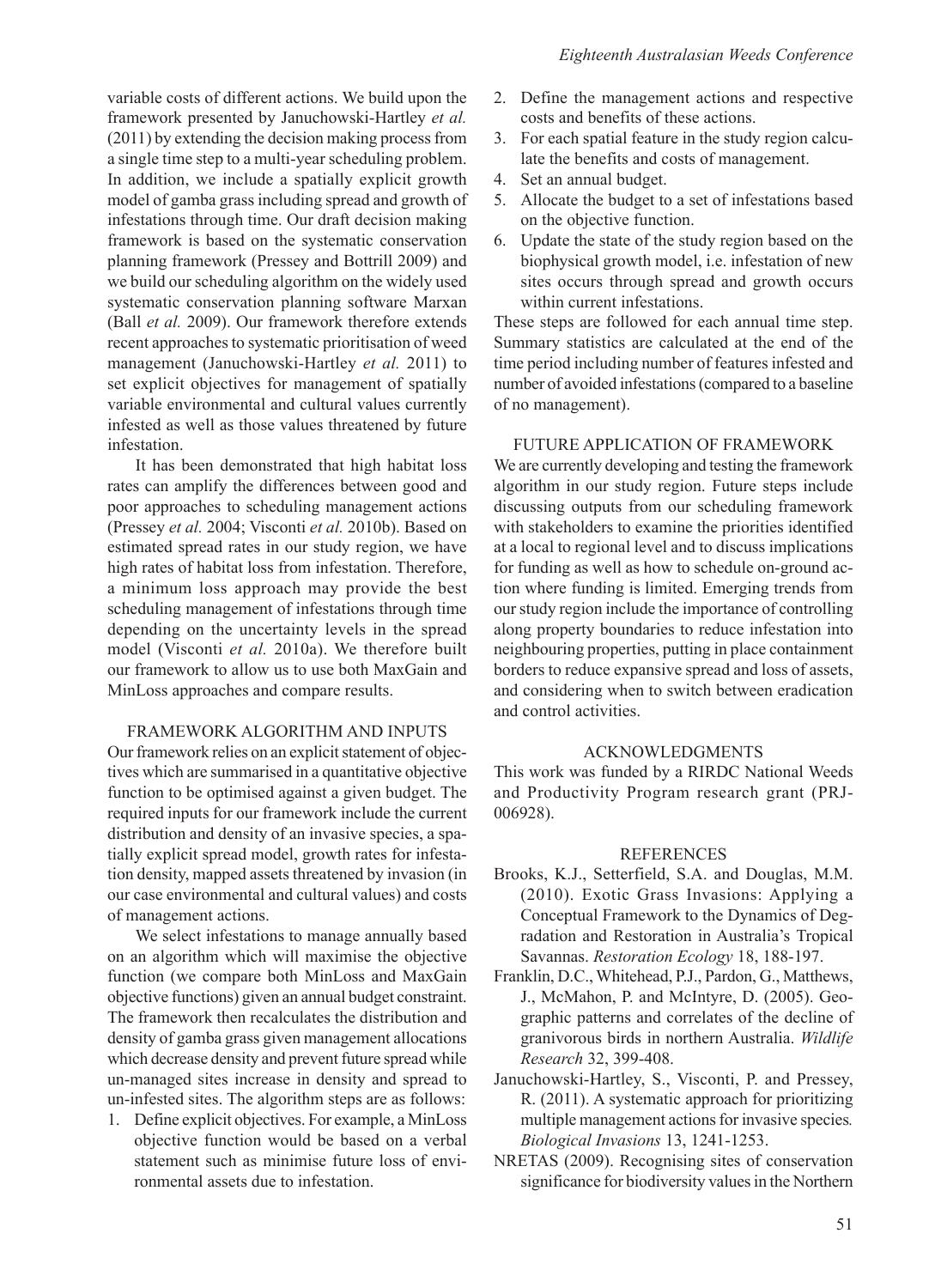variable costs of different actions. We build upon the framework presented by Januchowski-Hartley *et al.* (2011) by extending the decision making process from a single time step to a multi-year scheduling problem. In addition, we include a spatially explicit growth model of gamba grass including spread and growth of infestations through time. Our draft decision making framework is based on the systematic conservation planning framework (Pressey and Bottrill 2009) and we build our scheduling algorithm on the widely used systematic conservation planning software Marxan (Ball *et al.* 2009). Our framework therefore extends recent approaches to systematic prioritisation of weed management (Januchowski-Hartley *et al.* 2011) to set explicit objectives for management of spatially variable environmental and cultural values currently infested as well as those values threatened by future infestation.

It has been demonstrated that high habitat loss rates can amplify the differences between good and poor approaches to scheduling management actions (Pressey *et al.* 2004; Visconti *et al.* 2010b). Based on estimated spread rates in our study region, we have high rates of habitat loss from infestation. Therefore, a minimum loss approach may provide the best scheduling management of infestations through time depending on the uncertainty levels in the spread model (Visconti *et al.* 2010a). We therefore built our framework to allow us to use both MaxGain and MinLoss approaches and compare results.

## FRAMEWORK ALGORITHM AND INPUTS

Our framework relies on an explicit statement of objectives which are summarised in a quantitative objective function to be optimised against a given budget. The required inputs for our framework include the current distribution and density of an invasive species, a spatially explicit spread model, growth rates for infestation density, mapped assets threatened by invasion (in our case environmental and cultural values) and costs of management actions.

We select infestations to manage annually based on an algorithm which will maximise the objective function (we compare both MinLoss and MaxGain objective functions) given an annual budget constraint. The framework then recalculates the distribution and density of gamba grass given management allocations which decrease density and prevent future spread while un-managed sites increase in density and spread to un-infested sites. The algorithm steps are as follows:

1. Define explicit objectives. For example, a MinLoss objective function would be based on a verbal statement such as minimise future loss of environmental assets due to infestation.
2. Define the management actions and respective costs and benefits of these actions.
3. For each spatial feature in the study region calculate the benefits and costs of management.
4. Set an annual budget.
5. Allocate the budget to a set of infestations based on the objective function.
6. Update the state of the study region based on the biophysical growth model, i.e. infestation of new sites occurs through spread and growth occurs within current infestations.

These steps are followed for each annual time step. Summary statistics are calculated at the end of the time period including number of features infested and number of avoided infestations (compared to a baseline of no management).

## FUTURE APPLICATION OF FRAMEWORK

We are currently developing and testing the framework algorithm in our study region. Future steps include discussing outputs from our scheduling framework with stakeholders to examine the priorities identified at a local to regional level and to discuss implications for funding as well as how to schedule on-ground action where funding is limited. Emerging trends from our study region include the importance of controlling along property boundaries to reduce infestation into neighbouring properties, putting in place containment borders to reduce expansive spread and loss of assets, and considering when to switch between eradication and control activities.

## ACKNOWLEDGMENTS

This work was funded by a RIRDC National Weeds and Productivity Program research grant (PRJ-006928).

## REFERENCES

Brooks, K.J., Setterfield, S.A. and Douglas, M.M. (2010). Exotic Grass Invasions: Applying a Conceptual Framework to the Dynamics of Degradation and Restoration in Australia's Tropical Savannas. *Restoration Ecology* 18, 188-197.

Franklin, D.C., Whitehead, P.J., Pardon, G., Matthews, J., McMahon, P. and McIntyre, D. (2005). Geographic patterns and correlates of the decline of granivorous birds in northern Australia. *Wildlife Research* 32, 399-408.

Januchowski-Hartley, S., Visconti, P. and Pressey, R. (2011). A systematic approach for prioritizing multiple management actions for invasive species*. Biological Invasions* 13, 1241-1253.

NRETAS (2009). Recognising sites of conservation significance for biodiversity values in the Northern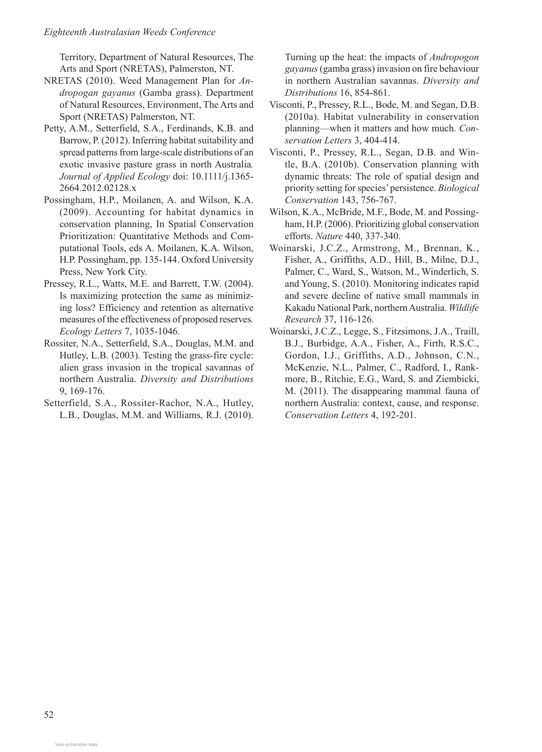Territory, Department of Natural Resources, The Arts and Sport (NRETAS), Palmerston, NT.

NRETAS (2010). Weed Management Plan for *Andropogan gayanus* (Gamba grass). Department of Natural Resources, Environment, The Arts and Sport (NRETAS) Palmerston, NT.

Petty, A.M., Setterfield, S.A., Ferdinands, K.B. and Barrow, P. (2012). Inferring habitat suitability and spread patterns from large-scale distributions of an exotic invasive pasture grass in north Australia. *Journal of Applied Ecology* doi: 10.1111/j.1365-2664.2012.02128.x

Possingham, H.P., Moilanen, A. and Wilson, K.A. (2009). Accounting for habitat dynamics in conservation planning, In Spatial Conservation Prioritization: Quantitative Methods and Computational Tools, eds A. Moilanen, K.A. Wilson, H.P. Possingham, pp. 135-144. Oxford University Press, New York City.

Pressey, R.L., Watts, M.E. and Barrett, T.W. (2004). Is maximizing protection the same as minimizing loss? Efficiency and retention as alternative measures of the effectiveness of proposed reserves. *Ecology Letters* 7, 1035-1046.

Rossiter, N.A., Setterfield, S.A., Douglas, M.M. and Hutley, L.B. (2003). Testing the grass-fire cycle: alien grass invasion in the tropical savannas of northern Australia. *Diversity and Distributions* 9, 169-176.

Setterfield, S.A., Rossiter-Rachor, N.A., Hutley, L.B., Douglas, M.M. and Williams, R.J. (2010). Turning up the heat: the impacts of *Andropogon gayanus* (gamba grass) invasion on fire behaviour in northern Australian savannas. *Diversity and Distributions* 16, 854-861.

Visconti, P., Pressey, R.L., Bode, M. and Segan, D.B. (2010a). Habitat vulnerability in conservation planning—when it matters and how much. *Conservation Letters* 3, 404-414.

Visconti, P., Pressey, R.L., Segan, D.B. and Wintle, B.A. (2010b). Conservation planning with dynamic threats: The role of spatial design and priority setting for species' persistence. *Biological Conservation* 143, 756-767.

Wilson, K.A., McBride, M.F., Bode, M. and Possingham, H.P. (2006). Prioritizing global conservation efforts. *Nature* 440, 337-340.

Woinarski, J.C.Z., Armstrong, M., Brennan, K., Fisher, A., Griffiths, A.D., Hill, B., Milne, D.J., Palmer, C., Ward, S., Watson, M., Winderlich, S. and Young, S. (2010). Monitoring indicates rapid and severe decline of native small mammals in Kakadu National Park, northern Australia. *Wildlife Research* 37, 116-126.

Woinarski, J.C.Z., Legge, S., Fitzsimons, J.A., Traill, B.J., Burbidge, A.A., Fisher, A., Firth, R.S.C., Gordon, I.J., Griffiths, A.D., Johnson, C.N., McKenzie, N.L., Palmer, C., Radford, I., Rankmore, B., Ritchie, E.G., Ward, S. and Ziembicki, M. (2011). The disappearing mammal fauna of northern Australia: context, cause, and response. *Conservation Letters* 4, 192-201.